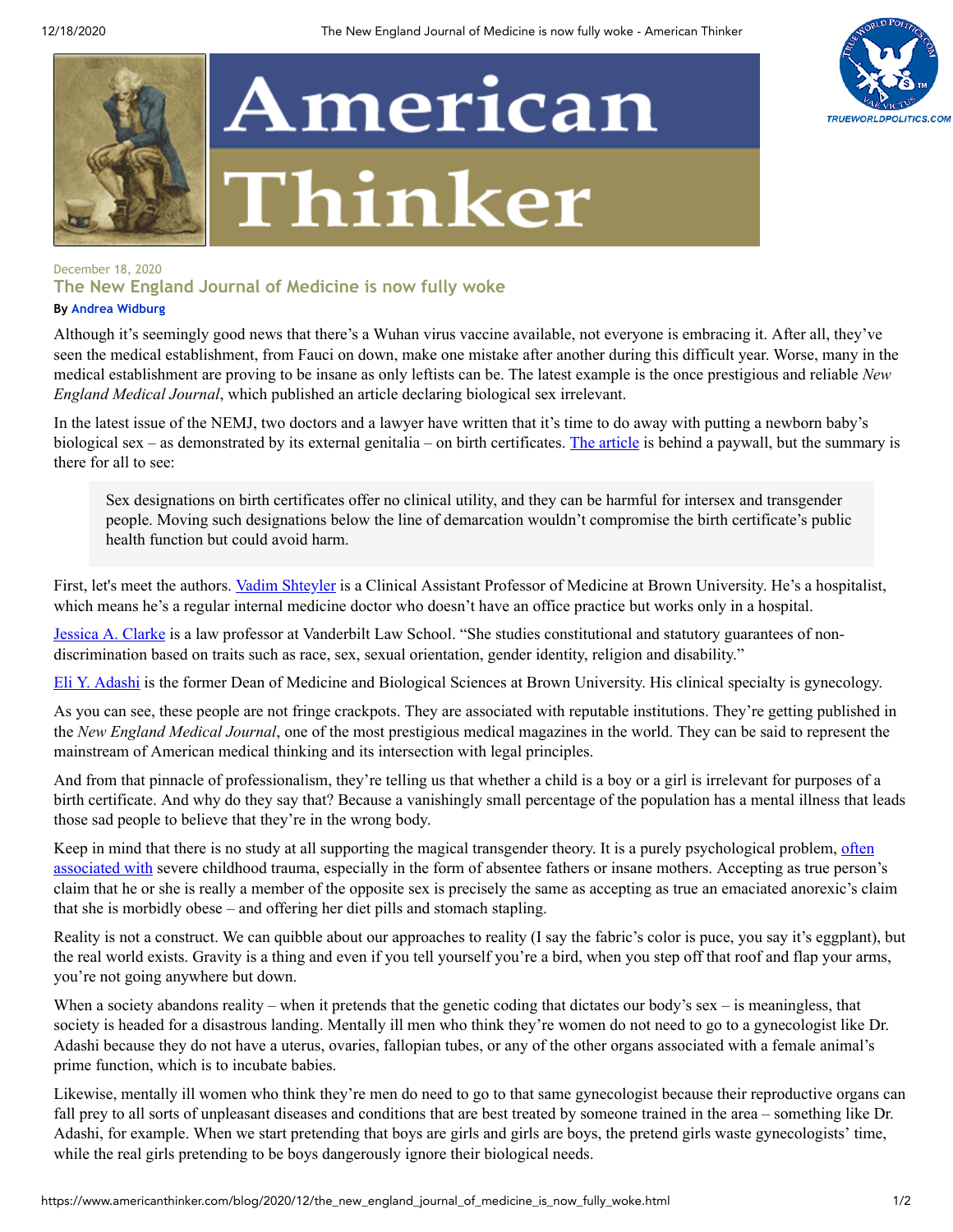December 18, 2020

## The New England Journal of Medicine is now fully woke

**By** Andrea Widburg

Although it's seemingly good news that there's a Wuhan virus vaccine available, not everyone is embracing it. After all, they've seen the medical establishment, from Fauci on down, make one mistake after another during this difficult year. Worse, many in the medical establishment are proving to be insane as only leftists can be. The latest example is the once prestigious and reliable *New England Medical Journal*, which published an article declaring biological sex irrelevant.

In the latest issue of the NEMJ, two doctors and a lawyer have written that it's time to do away with putting a newborn baby's biological sex – as demonstrated by its external genitalia – on birth certificates. The article is behind a paywall, but the summary is there for all to see:

> Sex designations on birth certificates offer no clinical utility, and they can be harmful for intersex and transgender people. Moving such designations below the line of demarcation wouldn't compromise the birth certificate's public health function but could avoid harm.

First, let's meet the authors. Vadim Shteyler is a Clinical Assistant Professor of Medicine at Brown University. He's a hospitalist, which means he's a regular internal medicine doctor who doesn't have an office practice but works only in a hospital.

Jessica A. Clarke is a law professor at Vanderbilt Law School. "She studies constitutional and statutory guarantees of non-discrimination based on traits such as race, sex, sexual orientation, gender identity, religion and disability."

Eli Y. Adashi is the former Dean of Medicine and Biological Sciences at Brown University. His clinical specialty is gynecology.

As you can see, these people are not fringe crackpots. They are associated with reputable institutions. They're getting published in the *New England Medical Journal*, one of the most prestigious medical magazines in the world. They can be said to represent the mainstream of American medical thinking and its intersection with legal principles.

And from that pinnacle of professionalism, they're telling us that whether a child is a boy or a girl is irrelevant for purposes of a birth certificate. And why do they say that? Because a vanishingly small percentage of the population has a mental illness that leads those sad people to believe that they're in the wrong body.

Keep in mind that there is no study at all supporting the magical transgender theory. It is a purely psychological problem, often associated with severe childhood trauma, especially in the form of absentee fathers or insane mothers. Accepting as true person's claim that he or she is really a member of the opposite sex is precisely the same as accepting as true an emaciated anorexic's claim that she is morbidly obese – and offering her diet pills and stomach stapling.

Reality is not a construct. We can quibble about our approaches to reality (I say the fabric's color is puce, you say it's eggplant), but the real world exists. Gravity is a thing and even if you tell yourself you're a bird, when you step off that roof and flap your arms, you're not going anywhere but down.

When a society abandons reality – when it pretends that the genetic coding that dictates our body's sex – is meaningless, that society is headed for a disastrous landing. Mentally ill men who think they're women do not need to go to a gynecologist like Dr. Adashi because they do not have a uterus, ovaries, fallopian tubes, or any of the other organs associated with a female animal's prime function, which is to incubate babies.

Likewise, mentally ill women who think they're men do need to go to that same gynecologist because their reproductive organs can fall prey to all sorts of unpleasant diseases and conditions that are best treated by someone trained in the area – something like Dr. Adashi, for example. When we start pretending that boys are girls and girls are boys, the pretend girls waste gynecologists' time, while the real girls pretending to be boys dangerously ignore their biological needs.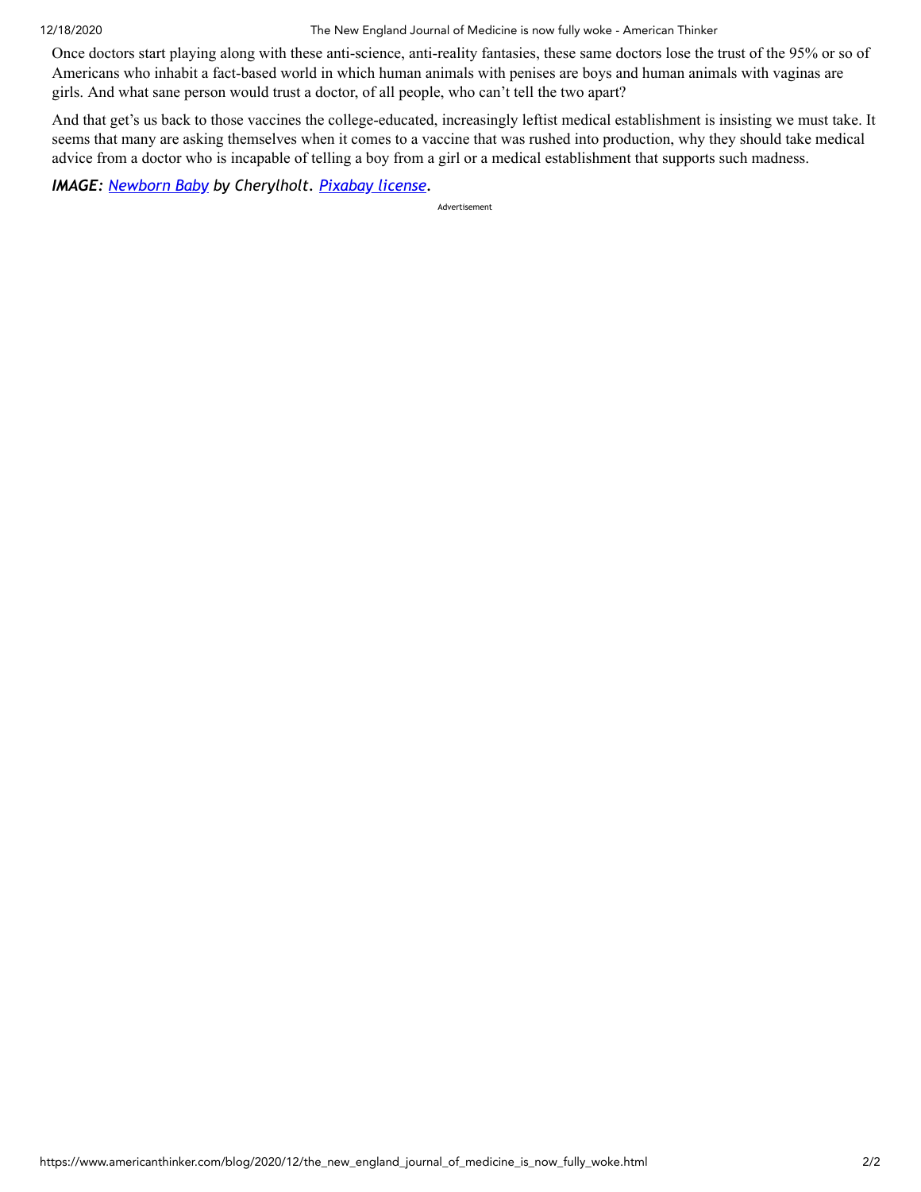Once doctors start playing along with these anti-science, anti-reality fantasies, these same doctors lose the trust of the 95% or so of Americans who inhabit a fact-based world in which human animals with penises are boys and human animals with vaginas are girls. And what sane person would trust a doctor, of all people, who can't tell the two apart?

And that get's us back to those vaccines the college-educated, increasingly leftist medical establishment is insisting we must take. It seems that many are asking themselves when it comes to a vaccine that was rushed into production, why they should take medical advice from a doctor who is incapable of telling a boy from a girl or a medical establishment that supports such madness.

***IMAGE:*** ***[Newborn Baby](#) by Cherylholt. [Pixabay license](#).***

Advertisement